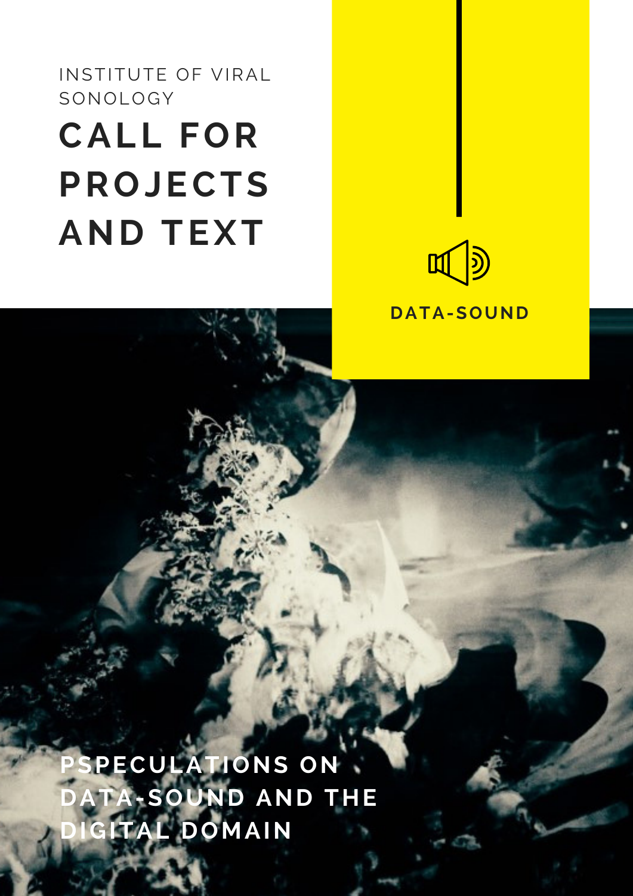INSTITUTE OF VIRAL SONOLOGY

# CALL FOR PROJECTS AND TEXT

**DATA-SOUND**

## PSPECULATIONS ON DATA-SOUND AND THE DIGITAL DOMAIN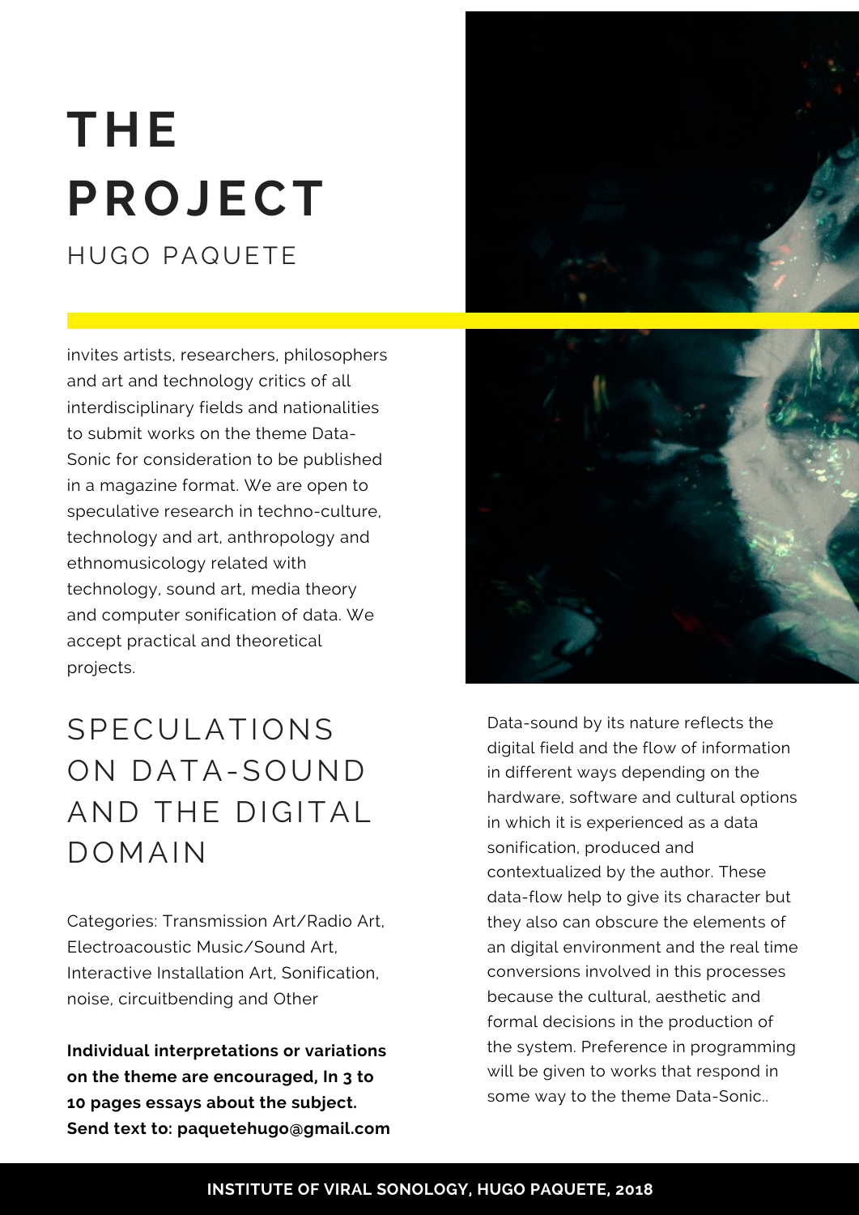# THE PROJECT

HUGO PAQUETE

invites artists, researchers, philosophers and art and technology critics of all interdisciplinary fields and nationalities to submit works on the theme Data-Sonic for consideration to be published in a magazine format. We are open to speculative research in techno-culture, technology and art, anthropology and ethnomusicology related with technology, sound art, media theory and computer sonification of data. We accept practical and theoretical projects.

## SPECULATIONS ON DATA-SOUND AND THE DIGITAL DOMAIN

Categories: Transmission Art/Radio Art, Electroacoustic Music/Sound Art, Interactive Installation Art, Sonification, noise, circuitbending and Other

**Individual interpretations or variations on the theme are encouraged, In 3 to 10 pages essays about the subject. Send text to: paquetehugo@gmail.com**

Data-sound by its nature reflects the digital field and the flow of information in different ways depending on the hardware, software and cultural options in which it is experienced as a data sonification, produced and contextualized by the author. These data-flow help to give its character but they also can obscure the elements of an digital environment and the real time conversions involved in this processes because the cultural, aesthetic and formal decisions in the production of the system. Preference in programming will be given to works that respond in some way to the theme Data-Sonic..

**INSTITUTE OF VIRAL SONOLOGY, HUGO PAQUETE, 2018**